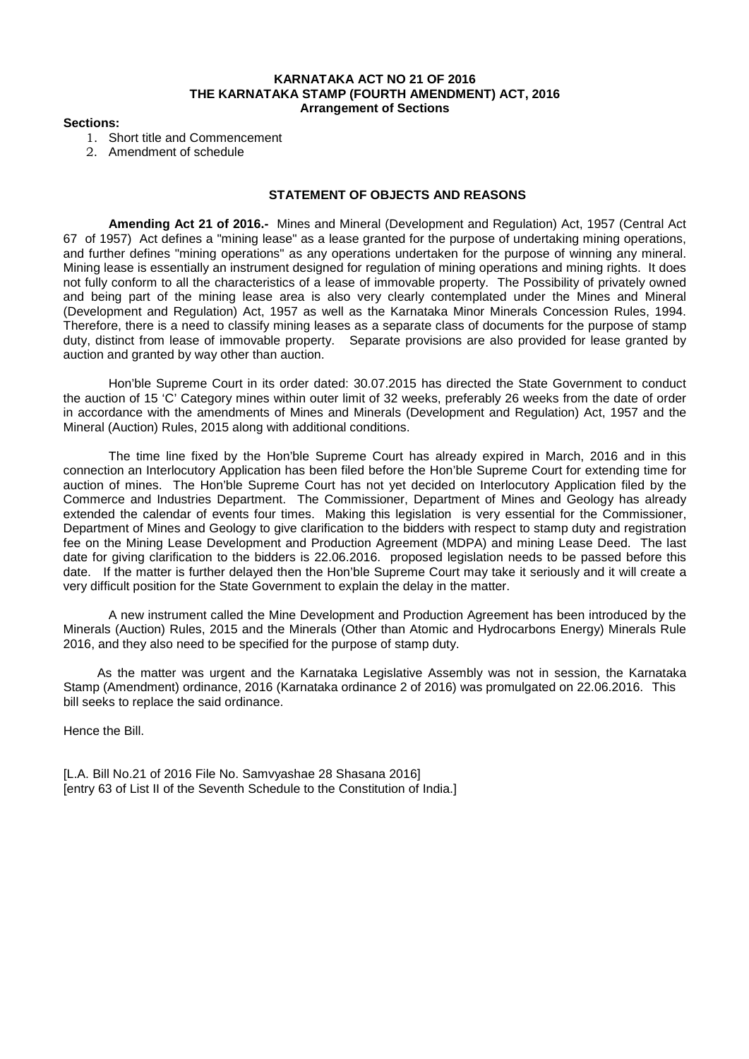**KARNATAKA ACT NO 21 OF 2016**
**THE KARNATAKA STAMP (FOURTH AMENDMENT) ACT, 2016**
**Arrangement of Sections**

**Sections:**

1. Short title and Commencement
2. Amendment of schedule

## STATEMENT OF OBJECTS AND REASONS

**Amending Act 21 of 2016.-** Mines and Mineral (Development and Regulation) Act, 1957 (Central Act 67 of 1957) Act defines a "mining lease" as a lease granted for the purpose of undertaking mining operations, and further defines "mining operations" as any operations undertaken for the purpose of winning any mineral. Mining lease is essentially an instrument designed for regulation of mining operations and mining rights. It does not fully conform to all the characteristics of a lease of immovable property. The Possibility of privately owned and being part of the mining lease area is also very clearly contemplated under the Mines and Mineral (Development and Regulation) Act, 1957 as well as the Karnataka Minor Minerals Concession Rules, 1994. Therefore, there is a need to classify mining leases as a separate class of documents for the purpose of stamp duty, distinct from lease of immovable property. Separate provisions are also provided for lease granted by auction and granted by way other than auction.

Hon'ble Supreme Court in its order dated: 30.07.2015 has directed the State Government to conduct the auction of 15 'C' Category mines within outer limit of 32 weeks, preferably 26 weeks from the date of order in accordance with the amendments of Mines and Minerals (Development and Regulation) Act, 1957 and the Mineral (Auction) Rules, 2015 along with additional conditions.

The time line fixed by the Hon'ble Supreme Court has already expired in March, 2016 and in this connection an Interlocutory Application has been filed before the Hon'ble Supreme Court for extending time for auction of mines. The Hon'ble Supreme Court has not yet decided on Interlocutory Application filed by the Commerce and Industries Department. The Commissioner, Department of Mines and Geology has already extended the calendar of events four times. Making this legislation is very essential for the Commissioner, Department of Mines and Geology to give clarification to the bidders with respect to stamp duty and registration fee on the Mining Lease Development and Production Agreement (MDPA) and mining Lease Deed. The last date for giving clarification to the bidders is 22.06.2016. proposed legislation needs to be passed before this date. If the matter is further delayed then the Hon'ble Supreme Court may take it seriously and it will create a very difficult position for the State Government to explain the delay in the matter.

A new instrument called the Mine Development and Production Agreement has been introduced by the Minerals (Auction) Rules, 2015 and the Minerals (Other than Atomic and Hydrocarbons Energy) Minerals Rule 2016, and they also need to be specified for the purpose of stamp duty.

As the matter was urgent and the Karnataka Legislative Assembly was not in session, the Karnataka Stamp (Amendment) ordinance, 2016 (Karnataka ordinance 2 of 2016) was promulgated on 22.06.2016. This bill seeks to replace the said ordinance.

Hence the Bill.

[L.A. Bill No.21 of 2016 File No. Samvyashae 28 Shasana 2016]
[entry 63 of List II of the Seventh Schedule to the Constitution of India.]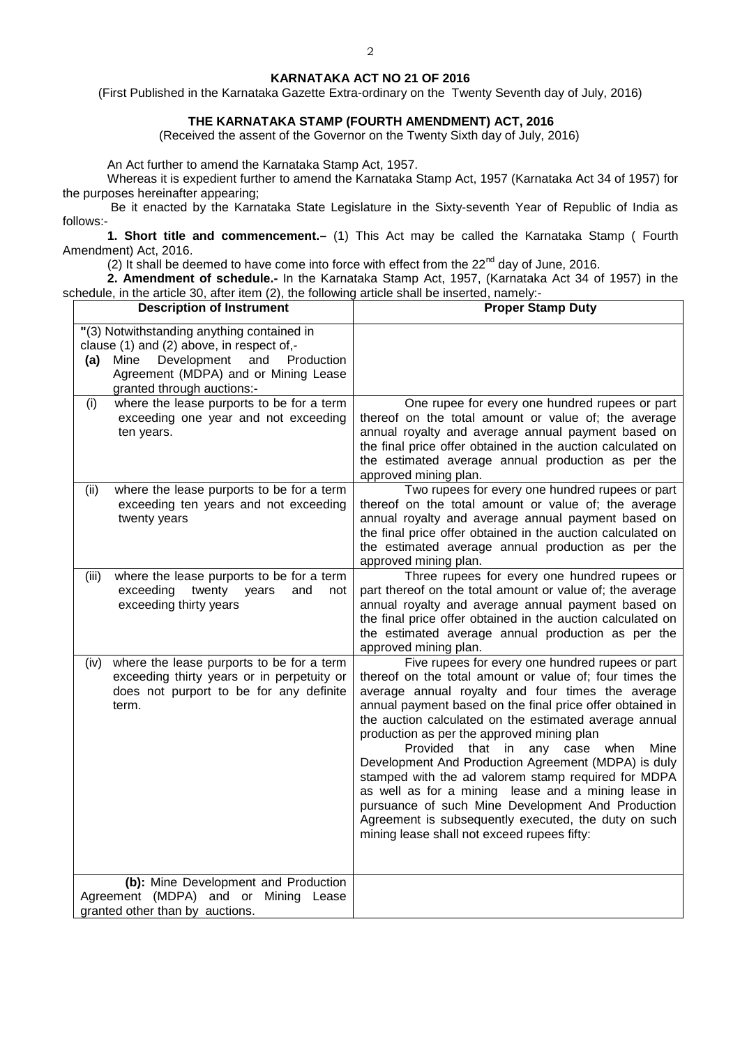**KARNATAKA ACT NO 21 OF 2016**

(First Published in the Karnataka Gazette Extra-ordinary on the Twenty Seventh day of July, 2016)

**THE KARNATAKA STAMP (FOURTH AMENDMENT) ACT, 2016**

(Received the assent of the Governor on the Twenty Sixth day of July, 2016)

An Act further to amend the Karnataka Stamp Act, 1957.

Whereas it is expedient further to amend the Karnataka Stamp Act, 1957 (Karnataka Act 34 of 1957) for the purposes hereinafter appearing;

Be it enacted by the Karnataka State Legislature in the Sixty-seventh Year of Republic of India as follows:-

**1. Short title and commencement.–** (1) This Act may be called the Karnataka Stamp ( Fourth Amendment) Act, 2016.

(2) It shall be deemed to have come into force with effect from the 22nd day of June, 2016.

**2. Amendment of schedule.-** In the Karnataka Stamp Act, 1957, (Karnataka Act 34 of 1957) in the schedule, in the article 30, after item (2), the following article shall be inserted, namely:-

| Description of Instrument | Proper Stamp Duty |
|---|---|
| "(3) Notwithstanding anything contained in clause (1) and (2) above, in respect of,- **(a)** Mine Development and Production Agreement (MDPA) and or Mining Lease granted through auctions:- | |
| (i) where the lease purports to be for a term exceeding one year and not exceeding ten years. | One rupee for every one hundred rupees or part thereof on the total amount or value of; the average annual royalty and average annual payment based on the final price offer obtained in the auction calculated on the estimated average annual production as per the approved mining plan. |
| (ii) where the lease purports to be for a term exceeding ten years and not exceeding twenty years | Two rupees for every one hundred rupees or part thereof on the total amount or value of; the average annual royalty and average annual payment based on the final price offer obtained in the auction calculated on the estimated average annual production as per the approved mining plan. |
| (iii) where the lease purports to be for a term exceeding twenty years and not exceeding thirty years | Three rupees for every one hundred rupees or part thereof on the total amount or value of; the average annual royalty and average annual payment based on the final price offer obtained in the auction calculated on the estimated average annual production as per the approved mining plan. |
| (iv) where the lease purports to be for a term exceeding thirty years or in perpetuity or does not purport to be for any definite term. | Five rupees for every one hundred rupees or part thereof on the total amount or value of; four times the average annual royalty and four times the average annual payment based on the final price offer obtained in the auction calculated on the estimated average annual production as per the approved mining plan<br>Provided that in any case when Mine Development And Production Agreement (MDPA) is duly stamped with the ad valorem stamp required for MDPA as well as for a mining lease and a mining lease in pursuance of such Mine Development And Production Agreement is subsequently executed, the duty on such mining lease shall not exceed rupees fifty: |
| **(b):** Mine Development and Production Agreement (MDPA) and or Mining Lease granted other than by auctions. | |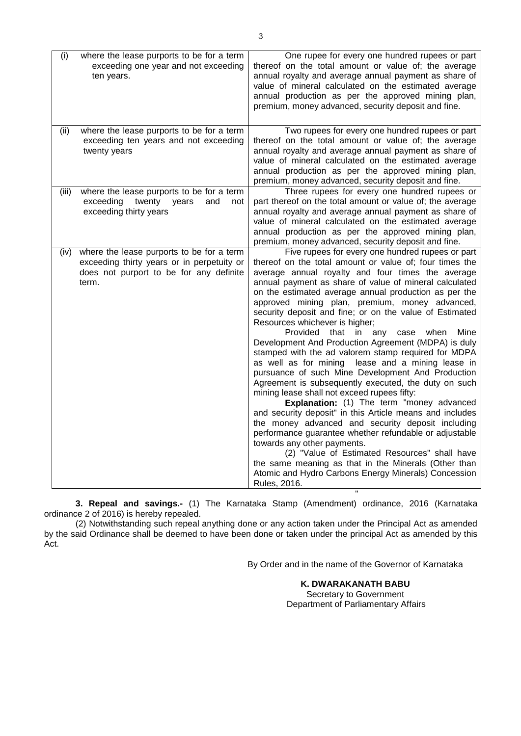| | |
|---|---|
| (i) where the lease purports to be for a term exceeding one year and not exceeding ten years. | One rupee for every one hundred rupees or part thereof on the total amount or value of; the average annual royalty and average annual payment as share of value of mineral calculated on the estimated average annual production as per the approved mining plan, premium, money advanced, security deposit and fine. |
| (ii) where the lease purports to be for a term exceeding ten years and not exceeding twenty years | Two rupees for every one hundred rupees or part thereof on the total amount or value of; the average annual royalty and average annual payment as share of value of mineral calculated on the estimated average annual production as per the approved mining plan, premium, money advanced, security deposit and fine. |
| (iii) where the lease purports to be for a term exceeding twenty years and not exceeding thirty years | Three rupees for every one hundred rupees or part thereof on the total amount or value of; the average annual royalty and average annual payment as share of value of mineral calculated on the estimated average annual production as per the approved mining plan, premium, money advanced, security deposit and fine. |
| (iv) where the lease purports to be for a term exceeding thirty years or in perpetuity or does not purport to be for any definite term. | Five rupees for every one hundred rupees or part thereof on the total amount or value of; four times the average annual royalty and four times the average annual payment as share of value of mineral calculated on the estimated average annual production as per the approved mining plan, premium, money advanced, security deposit and fine; or on the value of Estimated Resources whichever is higher;<br>Provided that in any case when Mine Development And Production Agreement (MDPA) is duly stamped with the ad valorem stamp required for MDPA as well as for mining lease and a mining lease in pursuance of such Mine Development And Production Agreement is subsequently executed, the duty on such mining lease shall not exceed rupees fifty:<br>**Explanation:** (1) The term "money advanced and security deposit" in this Article means and includes the money advanced and security deposit including performance guarantee whether refundable or adjustable towards any other payments.<br>(2) "Value of Estimated Resources" shall have the same meaning as that in the Minerals (Other than Atomic and Hydro Carbons Energy Minerals) Concession Rules, 2016. |

"

**3. Repeal and savings.-** (1) The Karnataka Stamp (Amendment) ordinance, 2016 (Karnataka ordinance 2 of 2016) is hereby repealed.

(2) Notwithstanding such repeal anything done or any action taken under the Principal Act as amended by the said Ordinance shall be deemed to have been done or taken under the principal Act as amended by this Act.

By Order and in the name of the Governor of Karnataka

**K. DWARAKANATH BABU**
Secretary to Government
Department of Parliamentary Affairs